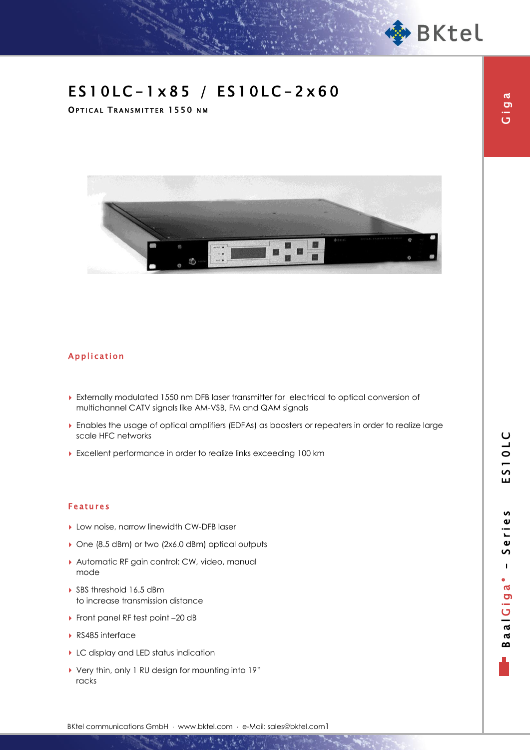# ES10LC-1x85 / ES10LC-2x60

**OPTICAL TRANSMITTER 1550 NM**

## Application

- Externally modulated 1550 nm DFB laser transmitter for electrical to optical conversion of multichannel CATV signals like AM-VSB, FM and QAM signals
- Enables the usage of optical amplifiers (EDFAs) as boosters or repeaters in order to realize large scale HFC networks
- Excellent performance in order to realize links exceeding 100 km

## Features

- Low noise, narrow linewidth CW-DFB laser
- One (8.5 dBm) or two (2x6.0 dBm) optical outputs
- Automatic RF gain control: CW, video, manual mode
- SBS threshold 16.5 dBm to increase transmission distance
- Front panel RF test point –20 dB
- RS485 interface
- LC display and LED status indication
- Very thin, only 1 RU design for mounting into 19" racks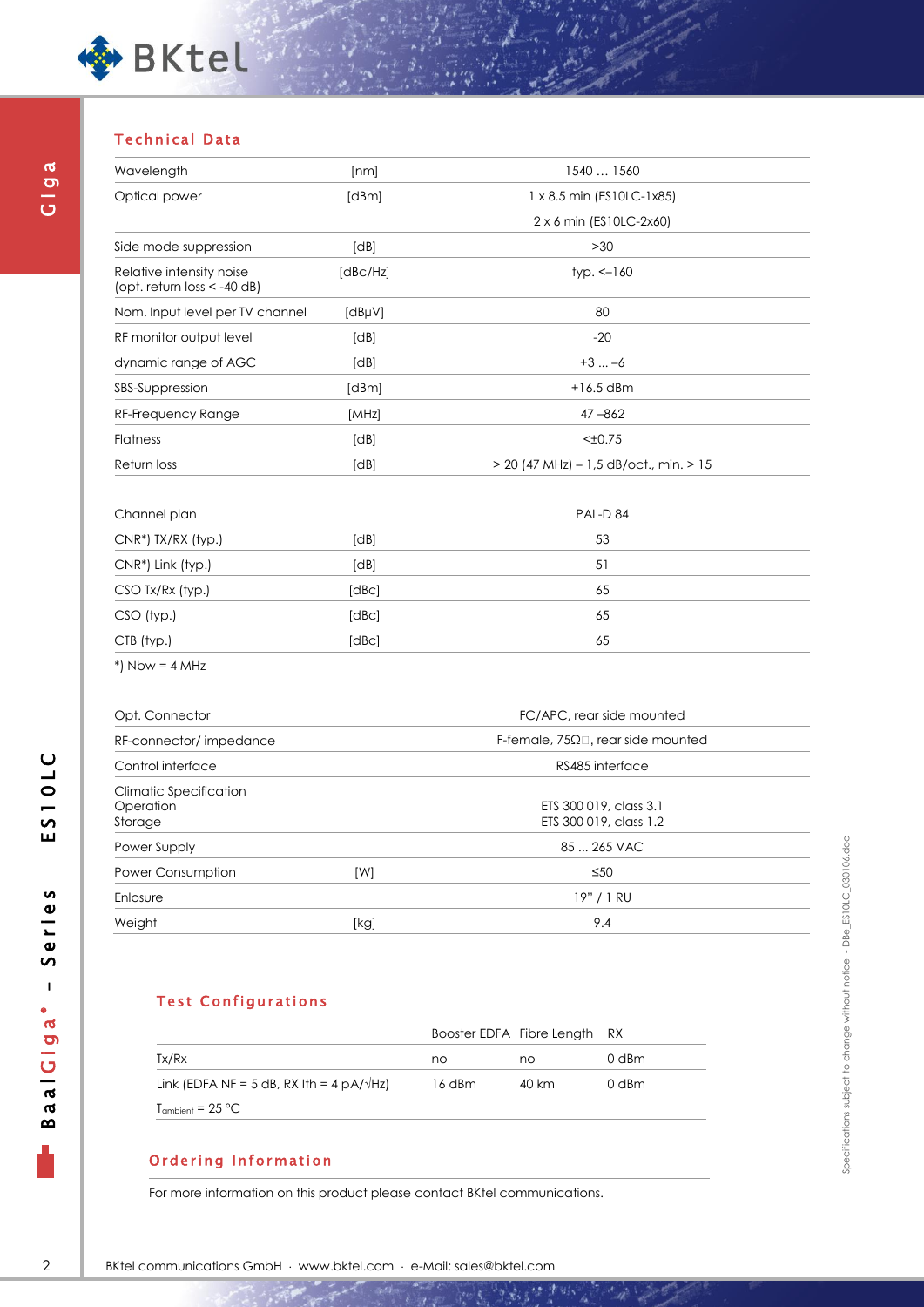## Technical Data

| | | |
|---|---|---|
| Wavelength | [nm] | 1540 … 1560 |
| Optical power | [dBm] | 1 x 8.5 min (ES10LC-1x85)<br>2 x 6 min (ES10LC-2x60) |
| Side mode suppression | [dB] | >30 |
| Relative intensity noise (opt. return loss < -40 dB) | [dBc/Hz] | typ. <–160 |
| Nom. Input level per TV channel | [dBµV] | 80 |
| RF monitor output level | [dB] | -20 |
| dynamic range of AGC | [dB] | +3 ... –6 |
| SBS-Suppression | [dBm] | +16.5 dBm |
| RF-Frequency Range | [MHz] | 47 –862 |
| Flatness | [dB] | <±0.75 |
| Return loss | [dB] | > 20 (47 MHz) – 1,5 dB/oct., min. > 15 |

| | | |
|---|---|---|
| Channel plan | | PAL-D 84 |
| CNR*) TX/RX (typ.) | [dB] | 53 |
| CNR*) Link (typ.) | [dB] | 51 |
| CSO Tx/Rx (typ.) | [dBc] | 65 |
| CSO (typ.) | [dBc] | 65 |
| CTB (typ.) | [dBc] | 65 |

*) Nbw = 4 MHz

| | | |
|---|---|---|
| Opt. Connector | | FC/APC, rear side mounted |
| RF-connector/ impedance | | F-female, 75Ω, rear side mounted |
| Control interface | | RS485 interface |
| Climatic Specification<br>Operation<br>Storage | | <br>ETS 300 019, class 3.1<br>ETS 300 019, class 1.2 |
| Power Supply | | 85 ... 265 VAC |
| Power Consumption | [W] | ≤50 |
| Enlosure | | 19" / 1 RU |
| Weight | [kg] | 9.4 |

## Test Configurations

| | Booster EDFA | Fibre Length | RX |
|---|---|---|---|
| Tx/Rx | no | no | 0 dBm |
| Link (EDFA NF = 5 dB, RX Ith = 4 pA/√Hz) | 16 dBm | 40 km | 0 dBm |
| $T_{ambient}$ = 25 °C | | | |

## Ordering Information

For more information on this product please contact BKtel communications.

BKtel communications GmbH · www.bktel.com · e-Mail: sales@bktel.com